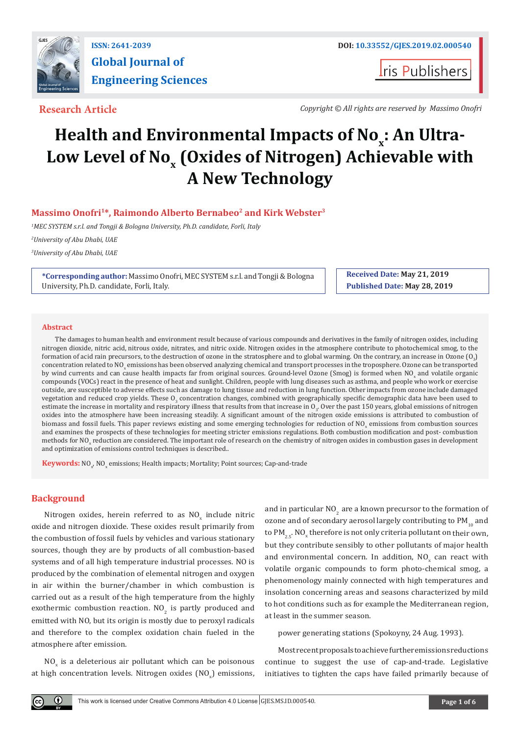ISSN: 2641-2039

DOI: 10.33552/GJES.2019.02.000540

**Global Journal of Engineering Sciences**

Iris Publishers

**Research Article**

*Copyright © All rights are reserved by Massimo Onofri*

# Health and Environmental Impacts of $No_x$: An Ultra-Low Level of $No_x$ (Oxides of Nitrogen) Achievable with A New Technology

**Massimo Onofri[1]*, Raimondo Alberto Bernabeo[2] and Kirk Webster[3]**

[1]*MEC SYSTEM s.r.l. and Tongji & Bologna University, Ph.D. candidate, Forli, Italy*

[2]*University of Abu Dhabi, UAE*

[3]*University of Abu Dhabi, UAE*

**\*Corresponding author:** Massimo Onofri, MEC SYSTEM s.r.l. and Tongji & Bologna University, Ph.D. candidate, Forli, Italy.

**Received Date:** May 21, 2019

**Published Date:** May 28, 2019

## Abstract

The damages to human health and environment result because of various compounds and derivatives in the family of nitrogen oxides, including nitrogen dioxide, nitric acid, nitrous oxide, nitrates, and nitric oxide. Nitrogen oxides in the atmosphere contribute to photochemical smog, to the formation of acid rain precursors, to the destruction of ozone in the stratosphere and to global warming. On the contrary, an increase in Ozone ($O_3$) concentration related to $NO_x$ emissions has been observed analyzing chemical and transport processes in the troposphere. Ozone can be transported by wind currents and can cause health impacts far from original sources. Ground-level Ozone (Smog) is formed when $NO_x$ and volatile organic compounds (VOCs) react in the presence of heat and sunlight. Children, people with lung diseases such as asthma, and people who work or exercise outside, are susceptible to adverse effects such as damage to lung tissue and reduction in lung function. Other impacts from ozone include damaged vegetation and reduced crop yields. These $O_3$ concentration changes, combined with geographically specific demographic data have been used to estimate the increase in mortality and respiratory illness that results from that increase in $O_3$. Over the past 150 years, global emissions of nitrogen oxides into the atmosphere have been increasing steadily. A significant amount of the nitrogen oxide emissions is attributed to combustion of biomass and fossil fuels. This paper reviews existing and some emerging technologies for reduction of $NO_x$ emissions from combustion sources and examines the prospects of these technologies for meeting stricter emissions regulations. Both combustion modification and post- combustion methods for $NO_x$ reduction are considered. The important role of research on the chemistry of nitrogen oxides in combustion gases in development and optimization of emissions control techniques is described..

**Keywords:** $NO_x$, $NO_x$ emissions; Health impacts; Mortality; Point sources; Cap-and-trade

## Background

Nitrogen oxides, herein referred to as $NO_x$ include nitric oxide and nitrogen dioxide. These oxides result primarily from the combustion of fossil fuels by vehicles and various stationary sources, though they are by products of all combustion-based systems and of all high temperature industrial processes. NO is produced by the combination of elemental nitrogen and oxygen in air within the burner/chamber in which combustion is carried out as a result of the high temperature from the highly exothermic combustion reaction. $NO_2$ is partly produced and emitted with NO, but its origin is mostly due to peroxyl radicals and therefore to the complex oxidation chain fueled in the atmosphere after emission.

$NO_x$ is a deleterious air pollutant which can be poisonous at high concentration levels. Nitrogen oxides ($NO_x$) emissions, and in particular $NO_2$ are a known precursor to the formation of ozone and of secondary aerosol largely contributing to $PM_{10}$ and to $PM_{2.5}$. $NO_x$ therefore is not only criteria pollutant on their own, but they contribute sensibly to other pollutants of major health and environmental concern. In addition, $NO_x$ can react with volatile organic compounds to form photo-chemical smog, a phenomenology mainly connected with high temperatures and insolation concerning areas and seasons characterized by mild to hot conditions such as for example the Mediterranean region, at least in the summer season.

power generating stations (Spokoyny, 24 Aug. 1993).

Most recent proposals to achieve further emissions reductions continue to suggest the use of cap-and-trade. Legislative initiatives to tighten the caps have failed primarily because of

This work is licensed under Creative Commons Attribution 4.0 License GJES.MS.ID.000540.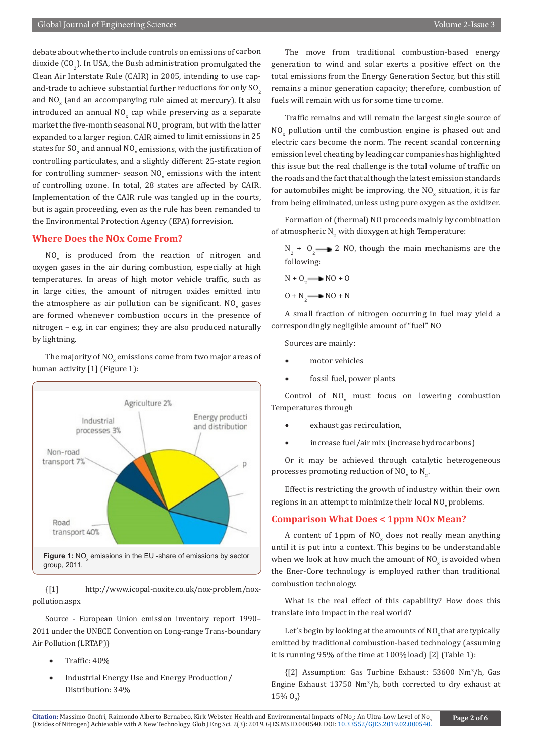debate about whether to include controls on emissions of carbon dioxide ($CO_2$). In USA, the Bush administration promulgated the Clean Air Interstate Rule (CAIR) in 2005, intending to use cap-and-trade to achieve substantial further reductions for only $SO_2$ and $NO_x$ (and an accompanying rule aimed at mercury). It also introduced an annual $NO_x$ cap while preserving as a separate market the five-month seasonal $NO_x$ program, but with the latter expanded to a larger region. CAIR aimed to limit emissions in 25 states for $SO_2$ and annual $NO_x$ emissions, with the justification of controlling particulates, and a slightly different 25-state region for controlling summer- season $NO_x$ emissions with the intent of controlling ozone. In total, 28 states are affected by CAIR. Implementation of the CAIR rule was tangled up in the courts, but is again proceeding, even as the rule has been remanded to the Environmental Protection Agency (EPA) forrevision.

## Where Does the NOx Come From?

$NO_x$ is produced from the reaction of nitrogen and oxygen gases in the air during combustion, especially at high temperatures. In areas of high motor vehicle traffic, such as in large cities, the amount of nitrogen oxides emitted into the atmosphere as air pollution can be significant. $NO_x$ gases are formed whenever combustion occurs in the presence of nitrogen – e.g. in car engines; they are also produced naturally by lightning.

The majority of $NO_x$ emissions come from two major areas of human activity [1] (Figure 1):

**Figure 1:** $NO_x$ emissions in the EU -share of emissions by sector group, 2011.

{[1] http://www.icopal-noxite.co.uk/nox-problem/nox-pollution.aspx

Source - European Union emission inventory report 1990–2011 under the UNECE Convention on Long-range Trans-boundary Air Pollution (LRTAP)}

- Traffic: 40%
- Industrial Energy Use and Energy Production/ Distribution: 34%

The move from traditional combustion-based energy generation to wind and solar exerts a positive effect on the total emissions from the Energy Generation Sector, but this still remains a minor generation capacity; therefore, combustion of fuels will remain with us for some time tocome.

Traffic remains and will remain the largest single source of $NO_x$ pollution until the combustion engine is phased out and electric cars become the norm. The recent scandal concerning emission level cheating by leading car companies has highlighted this issue but the real challenge is the total volume of traffic on the roads and the fact that although the latest emission standards for automobiles might be improving, the $NO_x$ situation, it is far from being eliminated, unless using pure oxygen as the oxidizer.

Formation of (thermal) NO proceeds mainly by combination of atmospheric $N_2$ with dioxygen at high Temperature:

$N_2 + O_2 \rightarrow 2\,NO$, though the main mechanisms are the following:

$N + O_2 \rightarrow NO + O$

$O + N_2 \rightarrow NO + N$

A small fraction of nitrogen occurring in fuel may yield a correspondingly negligible amount of "fuel" NO

Sources are mainly:

- motor vehicles
- fossil fuel, power plants

Control of $NO_x$ must focus on lowering combustion Temperatures through

- exhaust gas recirculation,
- increase fuel/air mix (increase hydrocarbons)

Or it may be achieved through catalytic heterogeneous processes promoting reduction of $NO_x$ to $N_2$.

Effect is restricting the growth of industry within their own regions in an attempt to minimize their local $NO_x$ problems.

## Comparison What Does < 1ppm NOx Mean?

A content of 1ppm of $NO_x$ does not really mean anything until it is put into a context. This begins to be understandable when we look at how much the amount of $NO_x$ is avoided when the Ener-Core technology is employed rather than traditional combustion technology.

What is the real effect of this capability? How does this translate into impact in the real world?

Let's begin by looking at the amounts of $NO_x$ that are typically emitted by traditional combustion-based technology (assuming it is running 95% of the time at 100% load) [2] (Table 1):

{[2] Assumption: Gas Turbine Exhaust: 53600 $Nm^3/h$, Gas Engine Exhaust 13750 $Nm^3/h$, both corrected to dry exhaust at 15% $O_2$}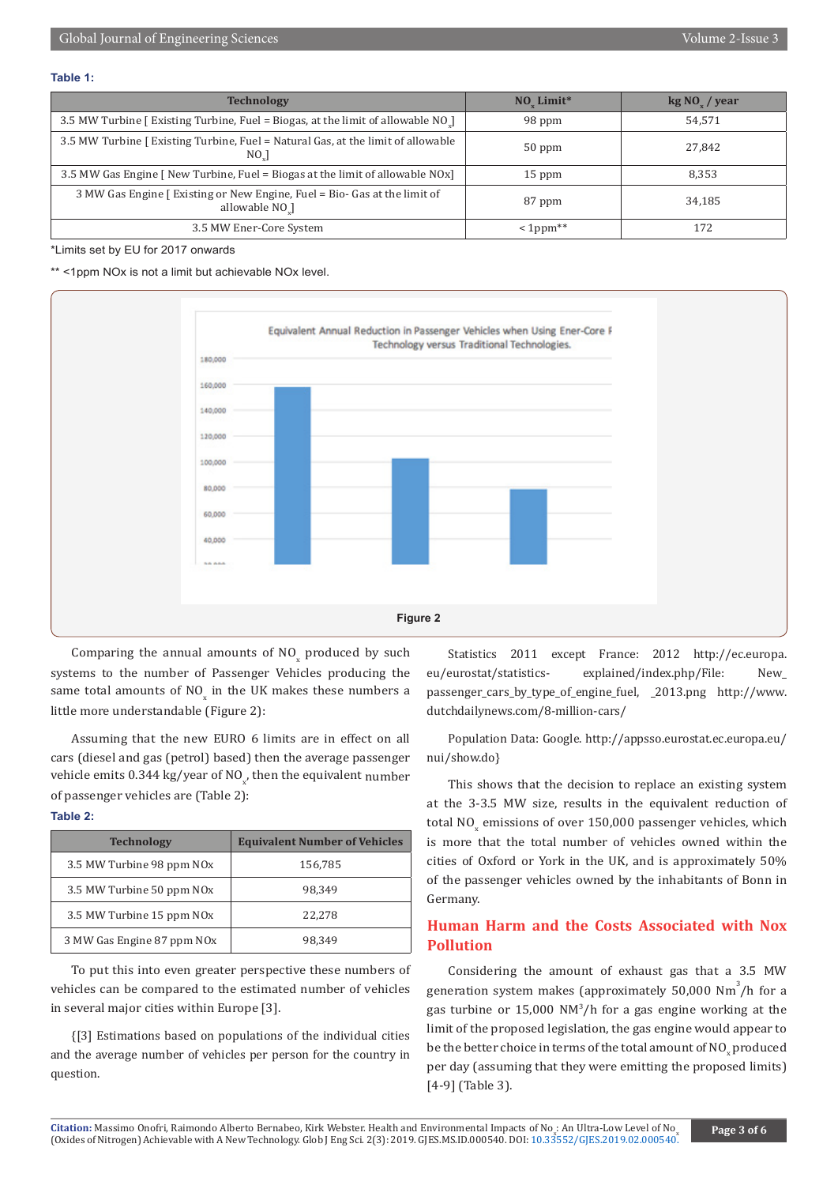**Table 1:**

| Technology | $NO_x$ Limit* | kg $NO_x$ / year |
|---|---|---|
| 3.5 MW Turbine [ Existing Turbine, Fuel = Biogas, at the limit of allowable $NO_x$] | 98 ppm | 54,571 |
| 3.5 MW Turbine [ Existing Turbine, Fuel = Natural Gas, at the limit of allowable $NO_x$] | 50 ppm | 27,842 |
| 3.5 MW Gas Engine [ New Turbine, Fuel = Biogas at the limit of allowable NOx] | 15 ppm | 8,353 |
| 3 MW Gas Engine [ Existing or New Engine, Fuel = Bio- Gas at the limit of allowable $NO_x$] | 87 ppm | 34,185 |
| 3.5 MW Ener-Core System | < 1ppm** | 172 |

*Limits set by EU for 2017 onwards

** <1ppm NOx is not a limit but achievable NOx level.

Figure 2

Comparing the annual amounts of $NO_x$ produced by such systems to the number of Passenger Vehicles producing the same total amounts of $NO_x$ in the UK makes these numbers a little more understandable (Figure 2):

Assuming that the new EURO 6 limits are in effect on all cars (diesel and gas (petrol) based) then the average passenger vehicle emits 0.344 kg/year of $NO_x$, then the equivalent number of passenger vehicles are (Table 2):

**Table 2:**

| Technology | Equivalent Number of Vehicles |
|---|---|
| 3.5 MW Turbine 98 ppm NOx | 156,785 |
| 3.5 MW Turbine 50 ppm NOx | 98,349 |
| 3.5 MW Turbine 15 ppm NOx | 22,278 |
| 3 MW Gas Engine 87 ppm NOx | 98,349 |

To put this into even greater perspective these numbers of vehicles can be compared to the estimated number of vehicles in several major cities within Europe [3].

{[3] Estimations based on populations of the individual cities and the average number of vehicles per person for the country in question.

Statistics 2011 except France: 2012 http://ec.europa.eu/eurostat/statistics-explained/index.php/File: New_passenger_cars_by_type_of_engine_fuel, _2013.png http://www.dutchdailynews.com/8-million-cars/

Population Data: Google. http://appsso.eurostat.ec.europa.eu/nui/show.do}

This shows that the decision to replace an existing system at the 3-3.5 MW size, results in the equivalent reduction of total $NO_x$ emissions of over 150,000 passenger vehicles, which is more that the total number of vehicles owned within the cities of Oxford or York in the UK, and is approximately 50% of the passenger vehicles owned by the inhabitants of Bonn in Germany.

## Human Harm and the Costs Associated with Nox Pollution

Considering the amount of exhaust gas that a 3.5 MW generation system makes (approximately 50,000 $Nm^3$/h for a gas turbine or 15,000 $NM^3$/h for a gas engine working at the limit of the proposed legislation, the gas engine would appear to be the better choice in terms of the total amount of $NO_x$ produced per day (assuming that they were emitting the proposed limits) [4-9] (Table 3).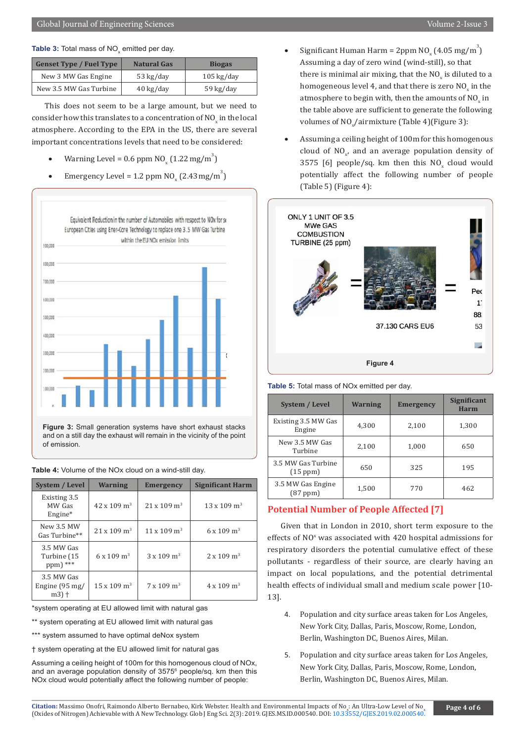**Table 3:** Total mass of $NO_x$ emitted per day.

| Genset Type / Fuel Type | Natural Gas | Biogas |
|---|---|---|
| New 3 MW Gas Engine | 53 kg/day | 105 kg/day |
| New 3.5 MW Gas Turbine | 40 kg/day | 59 kg/day |

This does not seem to be a large amount, but we need to consider how this translates to a concentration of $NO_x$ in the local atmosphere. According to the EPA in the US, there are several important concentrations levels that need to be considered:

- Warning Level = 0.6 ppm $NO_x$ (1.22 mg/$m^3$)
- Emergency Level = 1.2 ppm $NO_x$ (2.43 mg/$m^3$)

**Figure 3:** Small generation systems have short exhaust stacks and on a still day the exhaust will remain in the vicinity of the point of emission.

**Table 4:** Volume of the NOx cloud on a wind-still day.

| System / Level | Warning | Emergency | Significant Harm |
|---|---|---|---|
| Existing 3.5 MW Gas Engine* | 42 x 109 $m^3$ | 21 x 109 $m^3$ | 13 x 109 $m^3$ |
| New 3.5 MW Gas Turbine** | 21 x 109 $m^3$ | 11 x 109 $m^3$ | 6 x 109 $m^3$ |
| 3.5 MW Gas Turbine (15 ppm) *** | 6 x 109 $m^3$ | 3 x 109 $m^3$ | 2 x 109 $m^3$ |
| 3.5 MW Gas Engine (95 mg/m3) † | 15 x 109 $m^3$ | 7 x 109 $m^3$ | 4 x 109 $m^3$ |

*system operating at EU allowed limit with natural gas

** system operating at EU allowed limit with natural gas

*** system assumed to have optimal deNox system

† system operating at the EU allowed limit for natural gas

Assuming a ceiling height of 100m for this homogenous cloud of NOx, and an average population density of 3575[6] people/sq. km then this NOx cloud would potentially affect the following number of people:

- Significant Human Harm = 2ppm $NO_x$ (4.05 mg/$m^3$) Assuming a day of zero wind (wind-still), so that there is minimal air mixing, that the $NO_x$ is diluted to a homogeneous level 4, and that there is zero $NO_x$ in the atmosphere to begin with, then the amounts of $NO_x$ in the table above are sufficient to generate the following volumes of $NO_x$/airmixture (Table 4)(Figure 3):

- Assuming a ceiling height of 100m for this homogenous cloud of $NO_x$, and an average population density of 3575 [6] people/sq. km then this $NO_x$ cloud would potentially affect the following number of people (Table 5) (Figure 4):

**Figure 4**

**Table 5:** Total mass of NOx emitted per day.

| System / Level | Warning | Emergency | Significant Harm |
|---|---|---|---|
| Existing 3.5 MW Gas Engine | 4,300 | 2,100 | 1,300 |
| New 3.5 MW Gas Turbine | 2,100 | 1,000 | 650 |
| 3.5 MW Gas Turbine (15 ppm) | 650 | 325 | 195 |
| 3.5 MW Gas Engine (87 ppm) | 1,500 | 770 | 462 |

## Potential Number of People Affected [7]

Given that in London in 2010, short term exposure to the effects of $NO^x$ was associated with 420 hospital admissions for respiratory disorders the potential cumulative effect of these pollutants - regardless of their source, are clearly having an impact on local populations, and the potential detrimental health effects of individual small and medium scale power [10-13].

4. Population and city surface areas taken for Los Angeles, New York City, Dallas, Paris, Moscow, Rome, London, Berlin, Washington DC, Buenos Aires, Milan.

5. Population and city surface areas taken for Los Angeles, New York City, Dallas, Paris, Moscow, Rome, London, Berlin, Washington DC, Buenos Aires, Milan.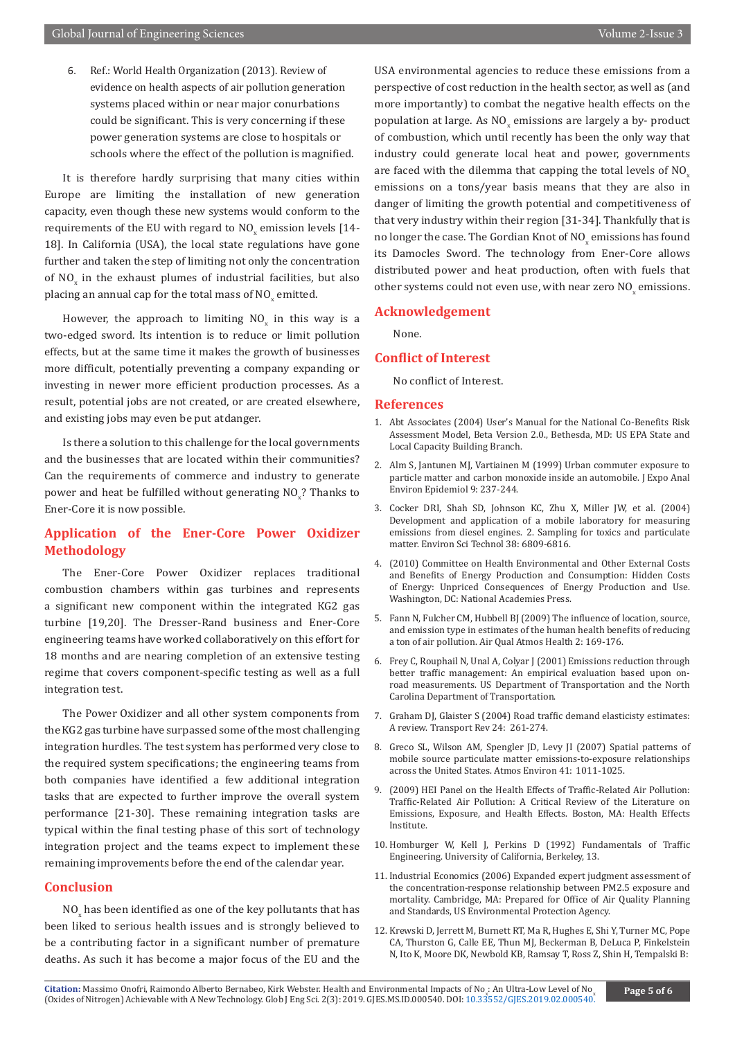6. Ref.: World Health Organization (2013). Review of evidence on health aspects of air pollution generation systems placed within or near major conurbations could be significant. This is very concerning if these power generation systems are close to hospitals or schools where the effect of the pollution is magnified.

It is therefore hardly surprising that many cities within Europe are limiting the installation of new generation capacity, even though these new systems would conform to the requirements of the EU with regard to $NO_x$ emission levels [14-18]. In California (USA), the local state regulations have gone further and taken the step of limiting not only the concentration of $NO_x$ in the exhaust plumes of industrial facilities, but also placing an annual cap for the total mass of $NO_x$ emitted.

However, the approach to limiting $NO_x$ in this way is a two-edged sword. Its intention is to reduce or limit pollution effects, but at the same time it makes the growth of businesses more difficult, potentially preventing a company expanding or investing in newer more efficient production processes. As a result, potential jobs are not created, or are created elsewhere, and existing jobs may even be put atdanger.

Is there a solution to this challenge for the local governments and the businesses that are located within their communities? Can the requirements of commerce and industry to generate power and heat be fulfilled without generating $NO_x$? Thanks to Ener-Core it is now possible.

## Application of the Ener-Core Power Oxidizer Methodology

The Ener-Core Power Oxidizer replaces traditional combustion chambers within gas turbines and represents a significant new component within the integrated KG2 gas turbine [19,20]. The Dresser-Rand business and Ener-Core engineering teams have worked collaboratively on this effort for 18 months and are nearing completion of an extensive testing regime that covers component-specific testing as well as a full integration test.

The Power Oxidizer and all other system components from the KG2 gas turbine have surpassed some of the most challenging integration hurdles. The test system has performed very close to the required system specifications; the engineering teams from both companies have identified a few additional integration tasks that are expected to further improve the overall system performance [21-30]. These remaining integration tasks are typical within the final testing phase of this sort of technology integration project and the teams expect to implement these remaining improvements before the end of the calendar year.

## Conclusion

$NO_x$ has been identified as one of the key pollutants that has been liked to serious health issues and is strongly believed to be a contributing factor in a significant number of premature deaths. As such it has become a major focus of the EU and the USA environmental agencies to reduce these emissions from a perspective of cost reduction in the health sector, as well as (and more importantly) to combat the negative health effects on the population at large. As $NO_x$ emissions are largely a by- product of combustion, which until recently has been the only way that industry could generate local heat and power, governments are faced with the dilemma that capping the total levels of $NO_x$ emissions on a tons/year basis means that they are also in danger of limiting the growth potential and competitiveness of that very industry within their region [31-34]. Thankfully that is no longer the case. The Gordian Knot of $NO_x$ emissions has found its Damocles Sword. The technology from Ener-Core allows distributed power and heat production, often with fuels that other systems could not even use, with near zero $NO_x$ emissions.

## Acknowledgement

None.

## Conflict of Interest

No conflict of Interest.

## References

1. Abt Associates (2004) User's Manual for the National Co-Benefits Risk Assessment Model, Beta Version 2.0., Bethesda, MD: US EPA State and Local Capacity Building Branch.
2. Alm S, Jantunen MJ, Vartiainen M (1999) Urban commuter exposure to particle matter and carbon monoxide inside an automobile. J Expo Anal Environ Epidemiol 9: 237-244.
3. Cocker DRI, Shah SD, Johnson KC, Zhu X, Miller JW, et al. (2004) Development and application of a mobile laboratory for measuring emissions from diesel engines. 2. Sampling for toxics and particulate matter. Environ Sci Technol 38: 6809-6816.
4. (2010) Committee on Health Environmental and Other External Costs and Benefits of Energy Production and Consumption: Hidden Costs of Energy: Unpriced Consequences of Energy Production and Use. Washington, DC: National Academies Press.
5. Fann N, Fulcher CM, Hubbell BJ (2009) The influence of location, source, and emission type in estimates of the human health benefits of reducing a ton of air pollution. Air Qual Atmos Health 2: 169-176.
6. Frey C, Rouphail N, Unal A, Colyar J (2001) Emissions reduction through better traffic management: An empirical evaluation based upon on-road measurements. US Department of Transportation and the North Carolina Department of Transportation.
7. Graham DJ, Glaister S (2004) Road traffic demand elasticity estimates: A review. Transport Rev 24: 261-274.
8. Greco SL, Wilson AM, Spengler JD, Levy JI (2007) Spatial patterns of mobile source particulate matter emissions-to-exposure relationships across the United States. Atmos Environ 41: 1011-1025.
9. (2009) HEI Panel on the Health Effects of Traffic-Related Air Pollution: Traffic-Related Air Pollution: A Critical Review of the Literature on Emissions, Exposure, and Health Effects. Boston, MA: Health Effects Institute.
10. Homburger W, Kell J, Perkins D (1992) Fundamentals of Traffic Engineering. University of California, Berkeley, 13.
11. Industrial Economics (2006) Expanded expert judgment assessment of the concentration-response relationship between PM2.5 exposure and mortality. Cambridge, MA: Prepared for Office of Air Quality Planning and Standards, US Environmental Protection Agency.
12. Krewski D, Jerrett M, Burnett RT, Ma R, Hughes E, Shi Y, Turner MC, Pope CA, Thurston G, Calle EE, Thun MJ, Beckerman B, DeLuca P, Finkelstein N, Ito K, Moore DK, Newbold KB, Ramsay T, Ross Z, Shin H, Tempalski B: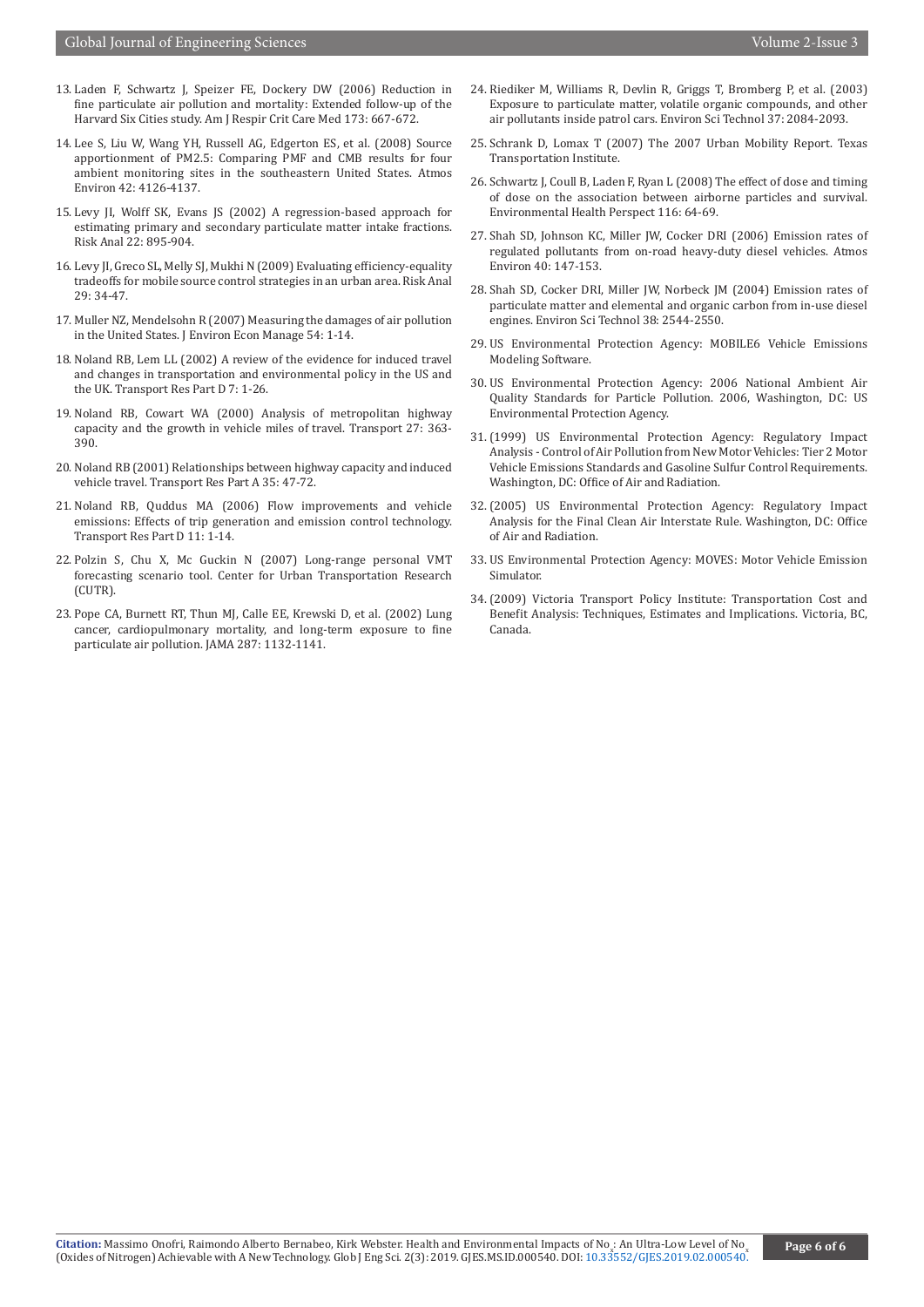13. Laden F, Schwartz J, Speizer FE, Dockery DW (2006) Reduction in fine particulate air pollution and mortality: Extended follow-up of the Harvard Six Cities study. Am J Respir Crit Care Med 173: 667-672.
14. Lee S, Liu W, Wang YH, Russell AG, Edgerton ES, et al. (2008) Source apportionment of PM2.5: Comparing PMF and CMB results for four ambient monitoring sites in the southeastern United States. Atmos Environ 42: 4126-4137.
15. Levy JI, Wolff SK, Evans JS (2002) A regression-based approach for estimating primary and secondary particulate matter intake fractions. Risk Anal 22: 895-904.
16. Levy JI, Greco SL, Melly SJ, Mukhi N (2009) Evaluating efficiency-equality tradeoffs for mobile source control strategies in an urban area. Risk Anal 29: 34-47.
17. Muller NZ, Mendelsohn R (2007) Measuring the damages of air pollution in the United States. J Environ Econ Manage 54: 1-14.
18. Noland RB, Lem LL (2002) A review of the evidence for induced travel and changes in transportation and environmental policy in the US and the UK. Transport Res Part D 7: 1-26.
19. Noland RB, Cowart WA (2000) Analysis of metropolitan highway capacity and the growth in vehicle miles of travel. Transport 27: 363-390.
20. Noland RB (2001) Relationships between highway capacity and induced vehicle travel. Transport Res Part A 35: 47-72.
21. Noland RB, Quddus MA (2006) Flow improvements and vehicle emissions: Effects of trip generation and emission control technology. Transport Res Part D 11: 1-14.
22. Polzin S, Chu X, Mc Guckin N (2007) Long-range personal VMT forecasting scenario tool. Center for Urban Transportation Research (CUTR).
23. Pope CA, Burnett RT, Thun MJ, Calle EE, Krewski D, et al. (2002) Lung cancer, cardiopulmonary mortality, and long-term exposure to fine particulate air pollution. JAMA 287: 1132-1141.
24. Riediker M, Williams R, Devlin R, Griggs T, Bromberg P, et al. (2003) Exposure to particulate matter, volatile organic compounds, and other air pollutants inside patrol cars. Environ Sci Technol 37: 2084-2093.
25. Schrank D, Lomax T (2007) The 2007 Urban Mobility Report. Texas Transportation Institute.
26. Schwartz J, Coull B, Laden F, Ryan L (2008) The effect of dose and timing of dose on the association between airborne particles and survival. Environmental Health Perspect 116: 64-69.
27. Shah SD, Johnson KC, Miller JW, Cocker DRI (2006) Emission rates of regulated pollutants from on-road heavy-duty diesel vehicles. Atmos Environ 40: 147-153.
28. Shah SD, Cocker DRI, Miller JW, Norbeck JM (2004) Emission rates of particulate matter and elemental and organic carbon from in-use diesel engines. Environ Sci Technol 38: 2544-2550.
29. US Environmental Protection Agency: MOBILE6 Vehicle Emissions Modeling Software.
30. US Environmental Protection Agency: 2006 National Ambient Air Quality Standards for Particle Pollution. 2006, Washington, DC: US Environmental Protection Agency.
31. (1999) US Environmental Protection Agency: Regulatory Impact Analysis - Control of Air Pollution from New Motor Vehicles: Tier 2 Motor Vehicle Emissions Standards and Gasoline Sulfur Control Requirements. Washington, DC: Office of Air and Radiation.
32. (2005) US Environmental Protection Agency: Regulatory Impact Analysis for the Final Clean Air Interstate Rule. Washington, DC: Office of Air and Radiation.
33. US Environmental Protection Agency: MOVES: Motor Vehicle Emission Simulator.
34. (2009) Victoria Transport Policy Institute: Transportation Cost and Benefit Analysis: Techniques, Estimates and Implications. Victoria, BC, Canada.